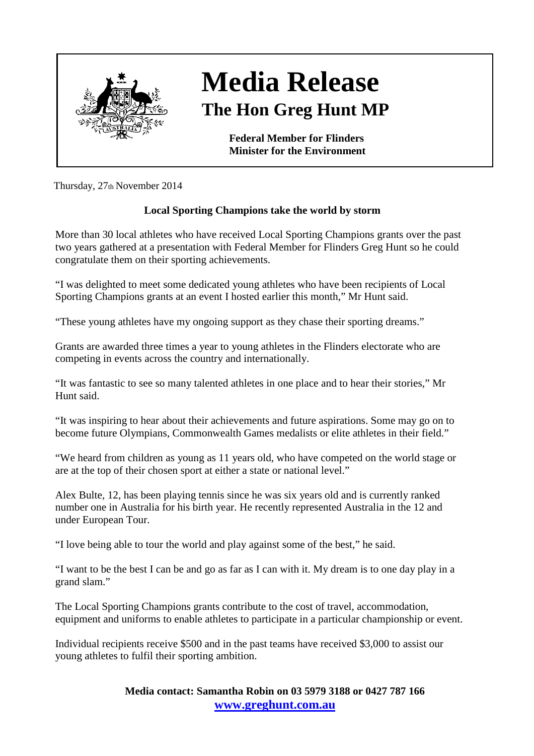# Media Release

## The Hon Greg Hunt MP

**Federal Member for Flinders**
**Minister for the Environment**

Thursday, 27th November 2014

**Local Sporting Champions take the world by storm**

More than 30 local athletes who have received Local Sporting Champions grants over the past two years gathered at a presentation with Federal Member for Flinders Greg Hunt so he could congratulate them on their sporting achievements.

"I was delighted to meet some dedicated young athletes who have been recipients of Local Sporting Champions grants at an event I hosted earlier this month," Mr Hunt said.

"These young athletes have my ongoing support as they chase their sporting dreams."

Grants are awarded three times a year to young athletes in the Flinders electorate who are competing in events across the country and internationally.

"It was fantastic to see so many talented athletes in one place and to hear their stories," Mr Hunt said.

"It was inspiring to hear about their achievements and future aspirations. Some may go on to become future Olympians, Commonwealth Games medalists or elite athletes in their field."

"We heard from children as young as 11 years old, who have competed on the world stage or are at the top of their chosen sport at either a state or national level."

Alex Bulte, 12, has been playing tennis since he was six years old and is currently ranked number one in Australia for his birth year. He recently represented Australia in the 12 and under European Tour.

"I love being able to tour the world and play against some of the best," he said.

"I want to be the best I can be and go as far as I can with it. My dream is to one day play in a grand slam."

The Local Sporting Champions grants contribute to the cost of travel, accommodation, equipment and uniforms to enable athletes to participate in a particular championship or event.

Individual recipients receive $500 and in the past teams have received $3,000 to assist our young athletes to fulfil their sporting ambition.

**Media contact: Samantha Robin on 03 5979 3188 or 0427 787 166**
**www.greghunt.com.au**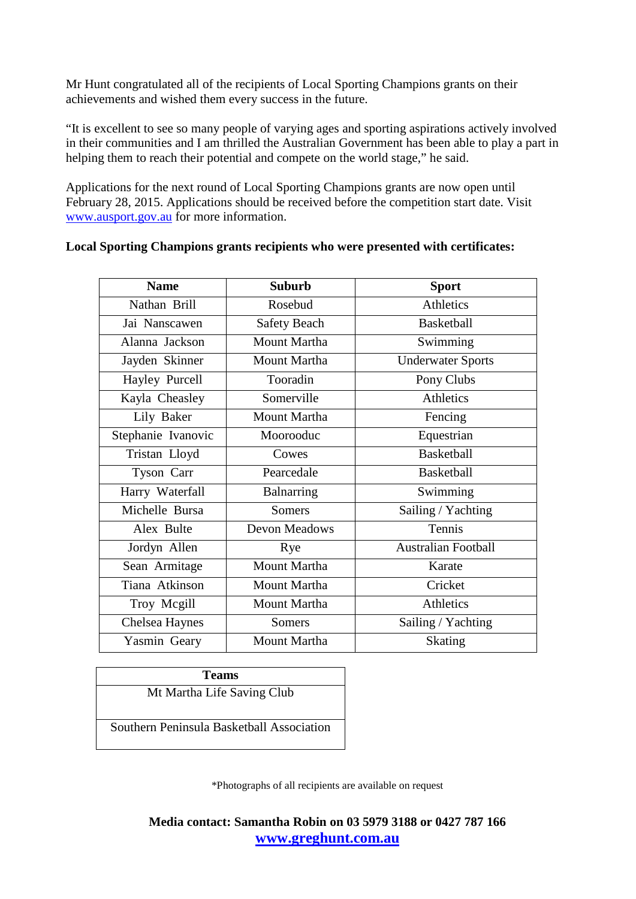Mr Hunt congratulated all of the recipients of Local Sporting Champions grants on their achievements and wished them every success in the future.

"It is excellent to see so many people of varying ages and sporting aspirations actively involved in their communities and I am thrilled the Australian Government has been able to play a part in helping them to reach their potential and compete on the world stage," he said.

Applications for the next round of Local Sporting Champions grants are now open until February 28, 2015. Applications should be received before the competition start date. Visit [www.ausport.gov.au](http://www.ausport.gov.au) for more information.

**Local Sporting Champions grants recipients who were presented with certificates:**

| Name | Suburb | Sport |
|---|---|---|
| Nathan Brill | Rosebud | Athletics |
| Jai Nanscawen | Safety Beach | Basketball |
| Alanna Jackson | Mount Martha | Swimming |
| Jayden Skinner | Mount Martha | Underwater Sports |
| Hayley Purcell | Tooradin | Pony Clubs |
| Kayla Cheasley | Somerville | Athletics |
| Lily Baker | Mount Martha | Fencing |
| Stephanie Ivanovic | Moorooduc | Equestrian |
| Tristan Lloyd | Cowes | Basketball |
| Tyson Carr | Pearcedale | Basketball |
| Harry Waterfall | Balnarring | Swimming |
| Michelle Bursa | Somers | Sailing / Yachting |
| Alex Bulte | Devon Meadows | Tennis |
| Jordyn Allen | Rye | Australian Football |
| Sean Armitage | Mount Martha | Karate |
| Tiana Atkinson | Mount Martha | Cricket |
| Troy Mcgill | Mount Martha | Athletics |
| Chelsea Haynes | Somers | Sailing / Yachting |
| Yasmin Geary | Mount Martha | Skating |

| Teams |
|---|
| Mt Martha Life Saving Club |
| Southern Peninsula Basketball Association |

*Photographs of all recipients are available on request

**Media contact: Samantha Robin on 03 5979 3188 or 0427 787 166**

**[www.greghunt.com.au](http://www.greghunt.com.au)**